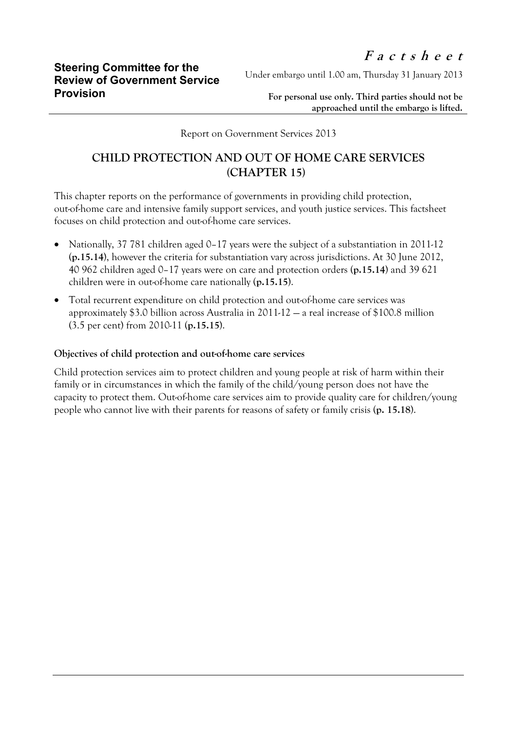**Steering Committee for the Review of Government Service Provision**

***Factsheet***

Under embargo until 1.00 am, Thursday 31 January 2013

**For personal use only. Third parties should not be approached until the embargo is lifted.**

Report on Government Services 2013

## CHILD PROTECTION AND OUT OF HOME CARE SERVICES (CHAPTER 15)

This chapter reports on the performance of governments in providing child protection, out-of-home care and intensive family support services, and youth justice services. This factsheet focuses on child protection and out-of-home care services.

- Nationally, 37 781 children aged 0–17 years were the subject of a substantiation in 2011-12 (**p.15.14**), however the criteria for substantiation vary across jurisdictions. At 30 June 2012, 40 962 children aged 0–17 years were on care and protection orders (**p.15.14**) and 39 621 children were in out-of-home care nationally (**p.15.15**).
- Total recurrent expenditure on child protection and out-of-home care services was approximately $3.0 billion across Australia in 2011-12 — a real increase of $100.8 million (3.5 per cent) from 2010-11 (**p.15.15**).

**Objectives of child protection and out-of-home care services**

Child protection services aim to protect children and young people at risk of harm within their family or in circumstances in which the family of the child/young person does not have the capacity to protect them. Out-of-home care services aim to provide quality care for children/young people who cannot live with their parents for reasons of safety or family crisis (**p. 15.18**).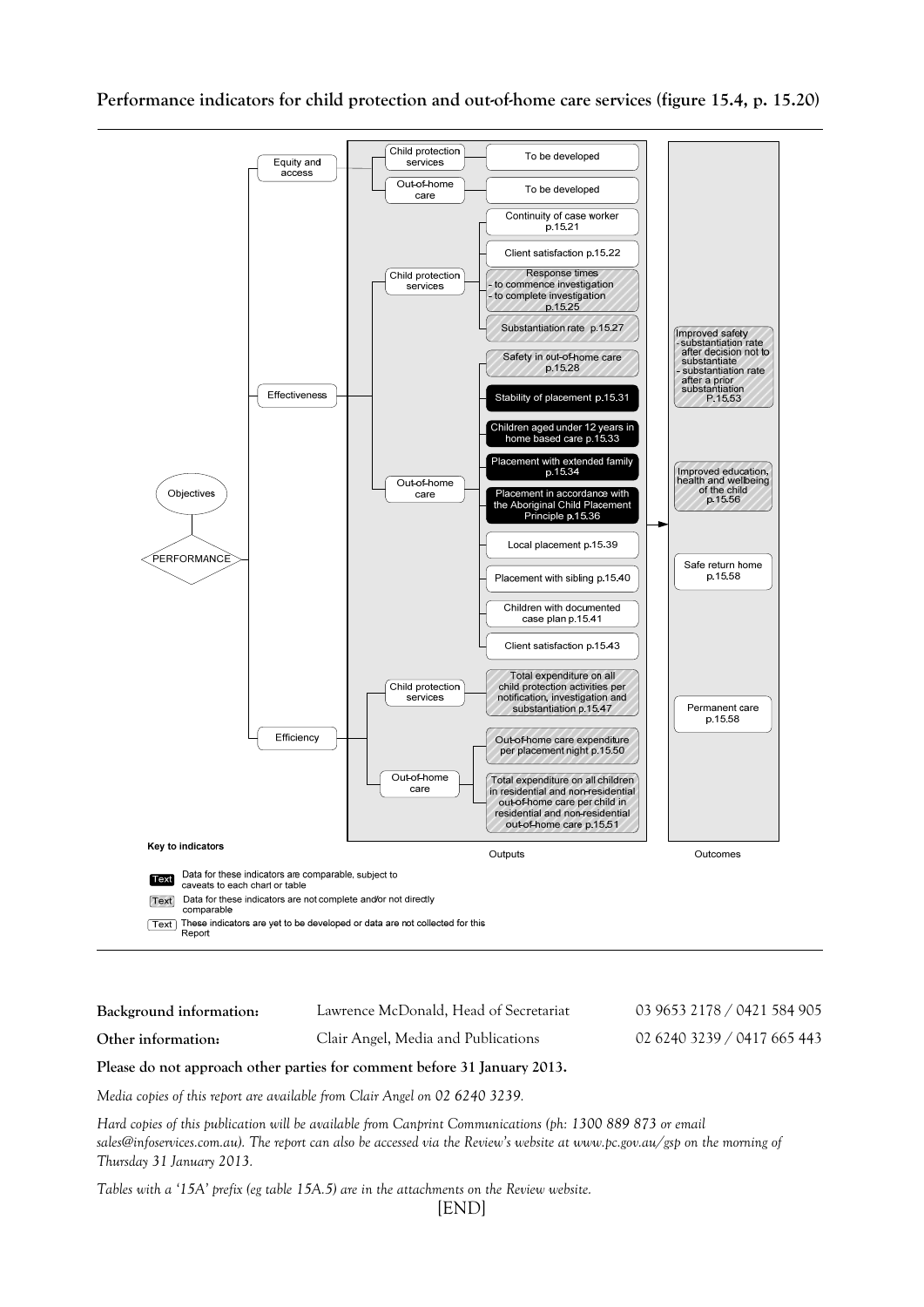**Performance indicators for child protection and out-of-home care services (figure 15.4, p. 15.20)**

PERFORMANCE

Objectives

Equity and access

Child protection services

To be developed

Out-of-home care

To be developed

Effectiveness

Child protection services

Continuity of case worker p.15.21

Client satisfaction p.15.22

Response times
- to commence investigation
- to complete investigation
p.15.25

Substantiation rate p.15.27

Out-of-home care

Safety in out-of-home care p.15.28

Stability of placement p.15.31

Children aged under 12 years in home based care p.15.33

Placement with extended family p.15.34

Placement in accordance with the Aboriginal Child Placement Principle p.15.36

Local placement p.15.39

Placement with sibling p.15.40

Children with documented case plan p.15.41

Client satisfaction p.15.43

Efficiency

Child protection services

Total expenditure on all child protection activities per notification, investigation and substantiation p.15.47

Out-of-home care

Out-of-home care expenditure per placement night p.15.50

Total expenditure on all children in residential and non-residential out-of-home care per child in residential and non-residential out-of-home care p.15.51

Outputs

Improved safety
- substantiation rate after decision not to substantiate
- substantiation rate after a prior substantiation
P.15.53

Improved education, health and wellbeing of the child p.15.56

Safe return home p.15.58

Permanent care p.15.58

Outcomes

Key to indicators

Text Data for these indicators are comparable, subject to caveats to each chart or table

Text Data for these indicators are not complete and/or not directly comparable

Text These indicators are yet to be developed or data are not collected for this Report

| | | |
|---|---|---|
| **Background information:** | Lawrence McDonald, Head of Secretariat | 03 9653 2178 / 0421 584 905 |
| **Other information:** | Clair Angel, Media and Publications | 02 6240 3239 / 0417 665 443 |

**Please do not approach other parties for comment before 31 January 2013.**

*Media copies of this report are available from Clair Angel on 02 6240 3239.*

*Hard copies of this publication will be available from Canprint Communications (ph: 1300 889 873 or email sales@infoservices.com.au). The report can also be accessed via the Review's website at www.pc.gov.au/gsp on the morning of Thursday 31 January 2013.*

*Tables with a '15A' prefix (eg table 15A.5) are in the attachments on the Review website.*

[END]